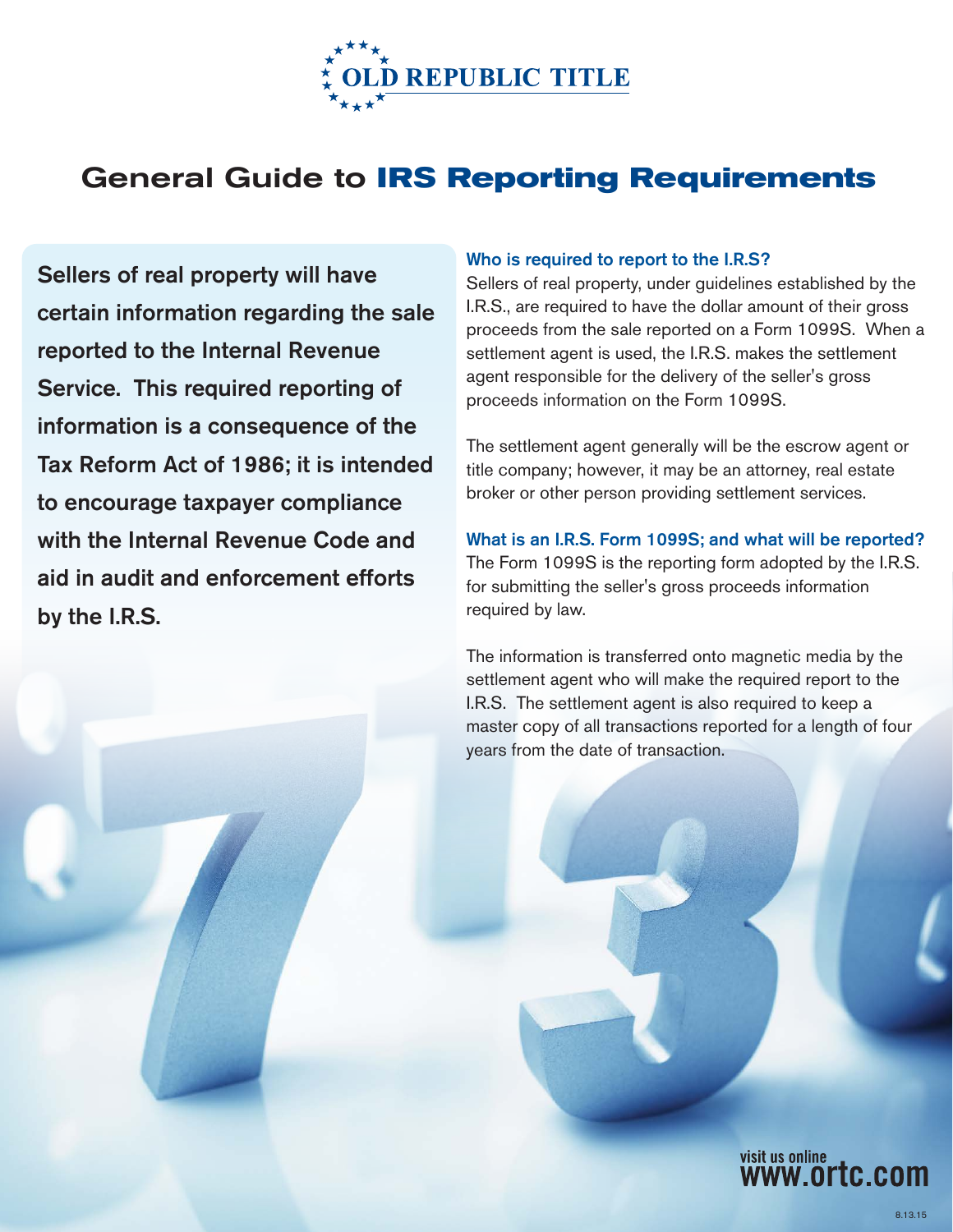OLD REPUBLIC TITLE

# General Guide to IRS Reporting Requirements

**Sellers of real property will have certain information regarding the sale reported to the Internal Revenue Service. This required reporting of information is a consequence of the Tax Reform Act of 1986; it is intended to encourage taxpayer compliance with the Internal Revenue Code and aid in audit and enforcement efforts by the I.R.S.**

### Who is required to report to the I.R.S?

Sellers of real property, under guidelines established by the I.R.S., are required to have the dollar amount of their gross proceeds from the sale reported on a Form 1099S. When a settlement agent is used, the I.R.S. makes the settlement agent responsible for the delivery of the seller's gross proceeds information on the Form 1099S.

The settlement agent generally will be the escrow agent or title company; however, it may be an attorney, real estate broker or other person providing settlement services.

### What is an I.R.S. Form 1099S; and what will be reported?

The Form 1099S is the reporting form adopted by the I.R.S. for submitting the seller's gross proceeds information required by law.

The information is transferred onto magnetic media by the settlement agent who will make the required report to the I.R.S. The settlement agent is also required to keep a master copy of all transactions reported for a length of four years from the date of transaction.

visit us online
www.ortc.com

8.13.15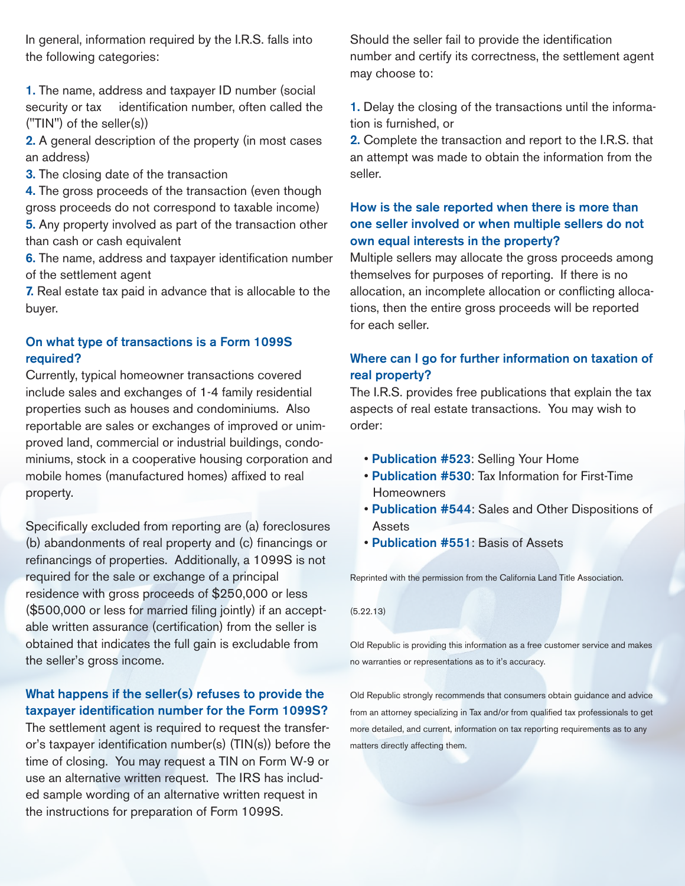In general, information required by the I.R.S. falls into the following categories:

1. The name, address and taxpayer ID number (social security or tax identification number, often called the ("TIN") of the seller(s))
2. A general description of the property (in most cases an address)
3. The closing date of the transaction
4. The gross proceeds of the transaction (even though gross proceeds do not correspond to taxable income)
5. Any property involved as part of the transaction other than cash or cash equivalent
6. The name, address and taxpayer identification number of the settlement agent
7. Real estate tax paid in advance that is allocable to the buyer.

### On what type of transactions is a Form 1099S required?

Currently, typical homeowner transactions covered include sales and exchanges of 1-4 family residential properties such as houses and condominiums. Also reportable are sales or exchanges of improved or unimproved land, commercial or industrial buildings, condominiums, stock in a cooperative housing corporation and mobile homes (manufactured homes) affixed to real property.

Specifically excluded from reporting are (a) foreclosures (b) abandonments of real property and (c) financings or refinancings of properties. Additionally, a 1099S is not required for the sale or exchange of a principal residence with gross proceeds of $250,000 or less ($500,000 or less for married filing jointly) if an acceptable written assurance (certification) from the seller is obtained that indicates the full gain is excludable from the seller's gross income.

### What happens if the seller(s) refuses to provide the taxpayer identification number for the Form 1099S?

The settlement agent is required to request the transferor's taxpayer identification number(s) (TIN(s)) before the time of closing. You may request a TIN on Form W-9 or use an alternative written request. The IRS has included sample wording of an alternative written request in the instructions for preparation of Form 1099S.

Should the seller fail to provide the identification number and certify its correctness, the settlement agent may choose to:

1. Delay the closing of the transactions until the information is furnished, or
2. Complete the transaction and report to the I.R.S. that an attempt was made to obtain the information from the seller.

### How is the sale reported when there is more than one seller involved or when multiple sellers do not own equal interests in the property?

Multiple sellers may allocate the gross proceeds among themselves for purposes of reporting. If there is no allocation, an incomplete allocation or conflicting allocations, then the entire gross proceeds will be reported for each seller.

### Where can I go for further information on taxation of real property?

The I.R.S. provides free publications that explain the tax aspects of real estate transactions. You may wish to order:

- **Publication #523**: Selling Your Home
- **Publication #530**: Tax Information for First-Time Homeowners
- **Publication #544**: Sales and Other Dispositions of Assets
- **Publication #551**: Basis of Assets

Reprinted with the permission from the California Land Title Association.

(5.22.13)

Old Republic is providing this information as a free customer service and makes no warranties or representations as to it's accuracy.

Old Republic strongly recommends that consumers obtain guidance and advice from an attorney specializing in Tax and/or from qualified tax professionals to get more detailed, and current, information on tax reporting requirements as to any matters directly affecting them.